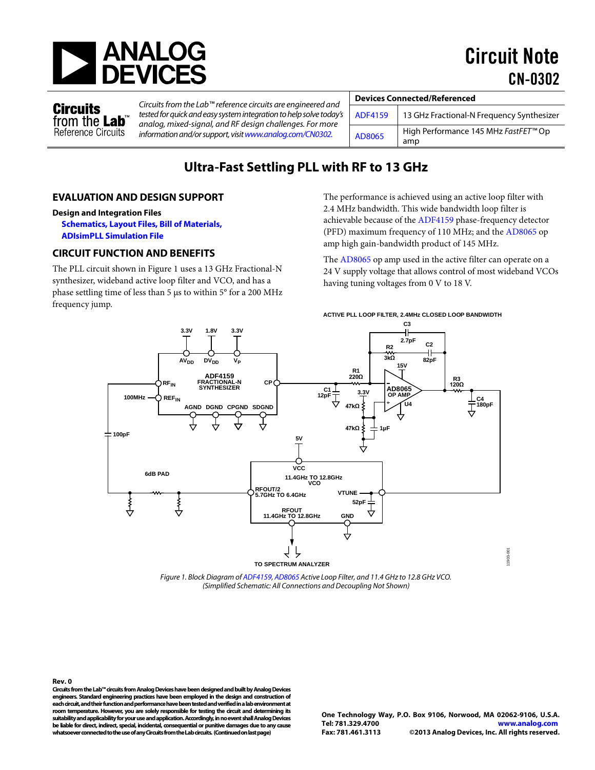# Circuit Note CN-0302

**Circuits from the Lab™ Reference Circuits**

*Circuits from the Lab™ reference circuits are engineered and tested for quick and easy system integration to help solve today's analog, mixed-signal, and RF design challenges. For more information and/or support, visit www.analog.com/CN0302.*

| Devices Connected/Referenced | |
|---|---|
| ADF4159 | 13 GHz Fractional-N Frequency Synthesizer |
| AD8065 | High Performance 145 MHz *FastFET*™ Op amp |

# Ultra-Fast Settling PLL with RF to 13 GHz

## EVALUATION AND DESIGN SUPPORT

**Design and Integration Files**

**Schematics, Layout Files, Bill of Materials, ADIsimPLL Simulation File**

## CIRCUIT FUNCTION AND BENEFITS

The PLL circuit shown in Figure 1 uses a 13 GHz Fractional-N synthesizer, wideband active loop filter and VCO, and has a phase settling time of less than 5 µs to within 5° for a 200 MHz frequency jump.

The performance is achieved using an active loop filter with 2.4 MHz bandwidth. This wide bandwidth loop filter is achievable because of the ADF4159 phase-frequency detector (PFD) maximum frequency of 110 MHz; and the AD8065 op amp high gain-bandwidth product of 145 MHz.

The AD8065 op amp used in the active filter can operate on a 24 V supply voltage that allows control of most wideband VCOs having tuning voltages from 0 V to 18 V.

*Figure 1. Block Diagram of ADF4159, AD8065 Active Loop Filter, and 11.4 GHz to 12.8 GHz VCO. (Simplified Schematic: All Connections and Decoupling Not Shown)*

Rev. 0

**Circuits from the Lab™ circuits from Analog Devices have been designed and built by Analog Devices engineers. Standard engineering practices have been employed in the design and construction of each circuit, and their function and performance have been tested and verified in a lab environment at room temperature. However, you are solely responsible for testing the circuit and determining its suitability and applicability for your use and application. Accordingly, in no event shall Analog Devices be liable for direct, indirect, special, incidental, consequential or punitive damages due to any cause whatsoever connected to the use of any Circuits from the Lab circuits. (Continued on last page)**

**One Technology Way, P.O. Box 9106, Norwood, MA 02062-9106, U.S.A.**
**Tel: 781.329.4700 www.analog.com**
**Fax: 781.461.3113 ©2013 Analog Devices, Inc. All rights reserved.**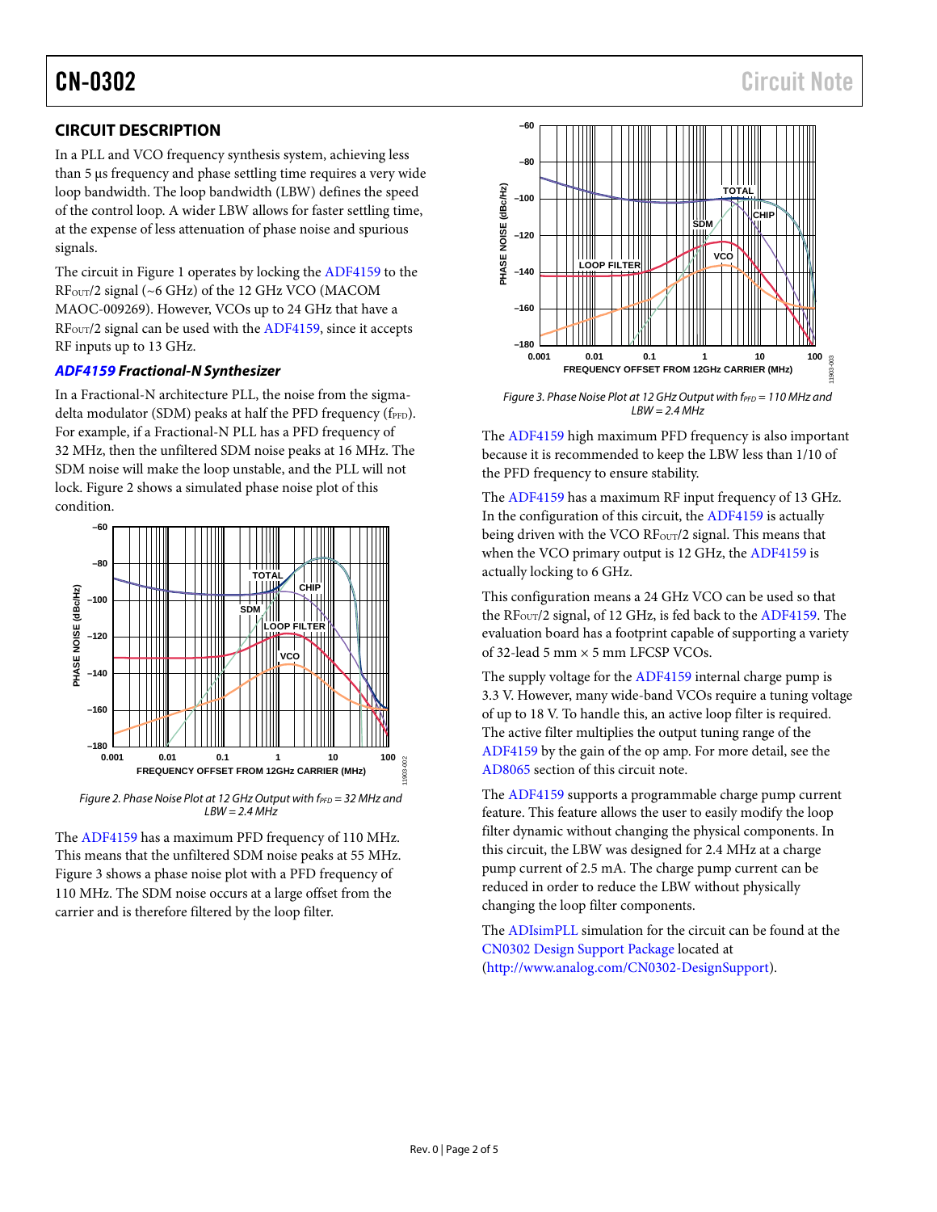## CIRCUIT DESCRIPTION

In a PLL and VCO frequency synthesis system, achieving less than 5 µs frequency and phase settling time requires a very wide loop bandwidth. The loop bandwidth (LBW) defines the speed of the control loop. A wider LBW allows for faster settling time, at the expense of less attenuation of phase noise and spurious signals.

The circuit in Figure 1 operates by locking the ADF4159 to the $RF_{OUT}/2$ signal (~6 GHz) of the 12 GHz VCO (MACOM MAOC-009269). However, VCOs up to 24 GHz that have a $RF_{OUT}/2$ signal can be used with the ADF4159, since it accepts RF inputs up to 13 GHz.

### *ADF4159 Fractional-N Synthesizer*

In a Fractional-N architecture PLL, the noise from the sigma-delta modulator (SDM) peaks at half the PFD frequency ($f_{PFD}$). For example, if a Fractional-N PLL has a PFD frequency of 32 MHz, then the unfiltered SDM noise peaks at 16 MHz. The SDM noise will make the loop unstable, and the PLL will not lock. Figure 2 shows a simulated phase noise plot of this condition.

*Figure 2. Phase Noise Plot at 12 GHz Output with $f_{PFD}$ = 32 MHz and LBW = 2.4 MHz*

The ADF4159 has a maximum PFD frequency of 110 MHz. This means that the unfiltered SDM noise peaks at 55 MHz. Figure 3 shows a phase noise plot with a PFD frequency of 110 MHz. The SDM noise occurs at a large offset from the carrier and is therefore filtered by the loop filter.

*Figure 3. Phase Noise Plot at 12 GHz Output with $f_{PFD}$ = 110 MHz and LBW = 2.4 MHz*

The ADF4159 high maximum PFD frequency is also important because it is recommended to keep the LBW less than 1/10 of the PFD frequency to ensure stability.

The ADF4159 has a maximum RF input frequency of 13 GHz. In the configuration of this circuit, the ADF4159 is actually being driven with the VCO $RF_{OUT}/2$ signal. This means that when the VCO primary output is 12 GHz, the ADF4159 is actually locking to 6 GHz.

This configuration means a 24 GHz VCO can be used so that the $RF_{OUT}/2$ signal, of 12 GHz, is fed back to the ADF4159. The evaluation board has a footprint capable of supporting a variety of 32-lead 5 mm × 5 mm LFCSP VCOs.

The supply voltage for the ADF4159 internal charge pump is 3.3 V. However, many wide-band VCOs require a tuning voltage of up to 18 V. To handle this, an active loop filter is required. The active filter multiplies the output tuning range of the ADF4159 by the gain of the op amp. For more detail, see the AD8065 section of this circuit note.

The ADF4159 supports a programmable charge pump current feature. This feature allows the user to easily modify the loop filter dynamic without changing the physical components. In this circuit, the LBW was designed for 2.4 MHz at a charge pump current of 2.5 mA. The charge pump current can be reduced in order to reduce the LBW without physically changing the loop filter components.

The ADIsimPLL simulation for the circuit can be found at the CN0302 Design Support Package located at (http://www.analog.com/CN0302-DesignSupport).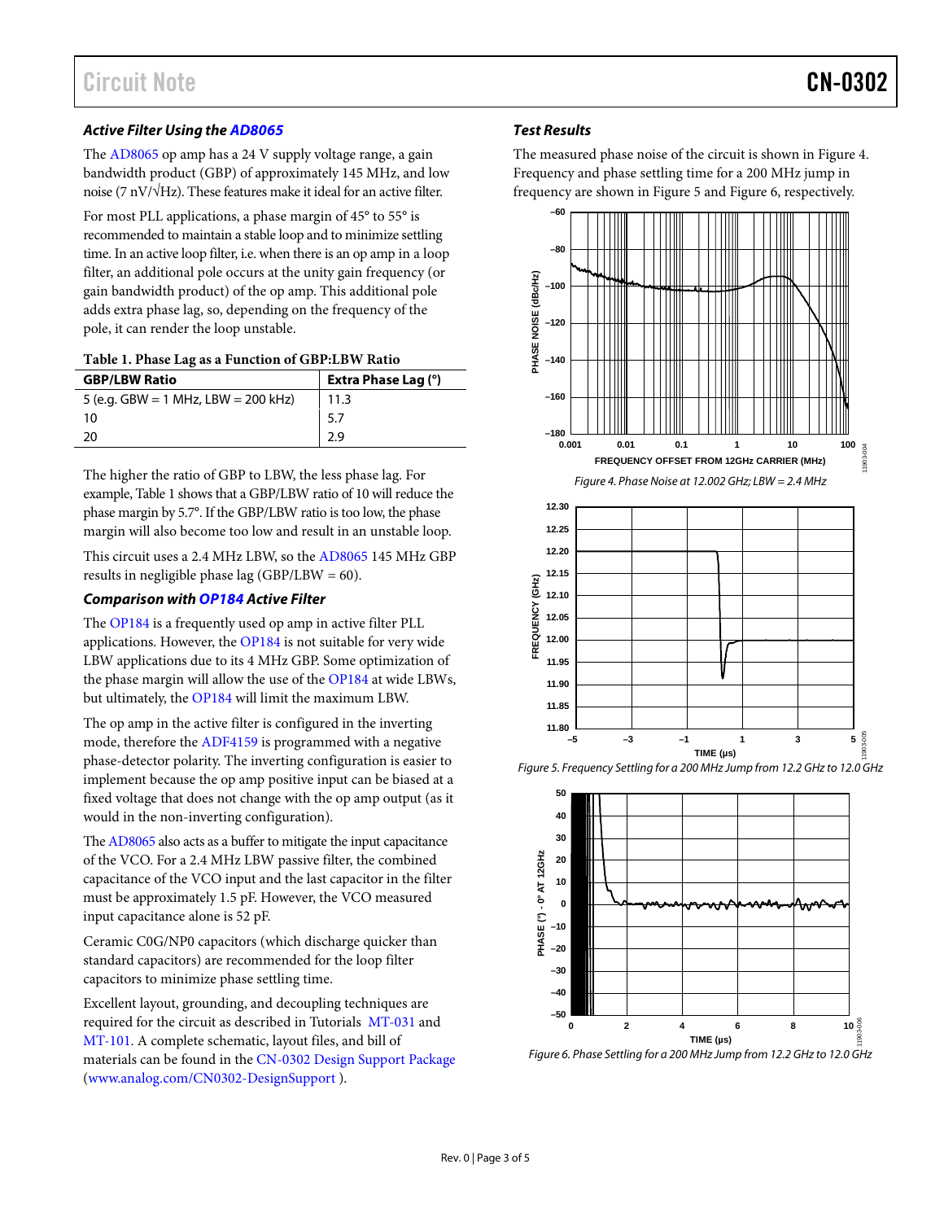### *Active Filter Using the AD8065*

The AD8065 op amp has a 24 V supply voltage range, a gain bandwidth product (GBP) of approximately 145 MHz, and low noise (7 nV/√Hz). These features make it ideal for an active filter.

For most PLL applications, a phase margin of 45° to 55° is recommended to maintain a stable loop and to minimize settling time. In an active loop filter, i.e. when there is an op amp in a loop filter, an additional pole occurs at the unity gain frequency (or gain bandwidth product) of the op amp. This additional pole adds extra phase lag, so, depending on the frequency of the pole, it can render the loop unstable.

**Table 1. Phase Lag as a Function of GBP:LBW Ratio**

| GBP/LBW Ratio | Extra Phase Lag (°) |
| --- | --- |
| 5 (e.g. GBW = 1 MHz, LBW = 200 kHz) | 11.3 |
| 10 | 5.7 |
| 20 | 2.9 |

The higher the ratio of GBP to LBW, the less phase lag. For example, Table 1 shows that a GBP/LBW ratio of 10 will reduce the phase margin by 5.7°. If the GBP/LBW ratio is too low, the phase margin will also become too low and result in an unstable loop.

This circuit uses a 2.4 MHz LBW, so the AD8065 145 MHz GBP results in negligible phase lag (GBP/LBW = 60).

### *Comparison with OP184 Active Filter*

The OP184 is a frequently used op amp in active filter PLL applications. However, the OP184 is not suitable for very wide LBW applications due to its 4 MHz GBP. Some optimization of the phase margin will allow the use of the OP184 at wide LBWs, but ultimately, the OP184 will limit the maximum LBW.

The op amp in the active filter is configured in the inverting mode, therefore the ADF4159 is programmed with a negative phase-detector polarity. The inverting configuration is easier to implement because the op amp positive input can be biased at a fixed voltage that does not change with the op amp output (as it would in the non-inverting configuration).

The AD8065 also acts as a buffer to mitigate the input capacitance of the VCO. For a 2.4 MHz LBW passive filter, the combined capacitance of the VCO input and the last capacitor in the filter must be approximately 1.5 pF. However, the VCO measured input capacitance alone is 52 pF.

Ceramic C0G/NP0 capacitors (which discharge quicker than standard capacitors) are recommended for the loop filter capacitors to minimize phase settling time.

Excellent layout, grounding, and decoupling techniques are required for the circuit as described in Tutorials MT-031 and MT-101. A complete schematic, layout files, and bill of materials can be found in the CN-0302 Design Support Package (www.analog.com/CN0302-DesignSupport ).

### *Test Results*

The measured phase noise of the circuit is shown in Figure 4. Frequency and phase settling time for a 200 MHz jump in frequency are shown in Figure 5 and Figure 6, respectively.

*Figure 4. Phase Noise at 12.002 GHz; LBW = 2.4 MHz*

*Figure 5. Frequency Settling for a 200 MHz Jump from 12.2 GHz to 12.0 GHz*

*Figure 6. Phase Settling for a 200 MHz Jump from 12.2 GHz to 12.0 GHz*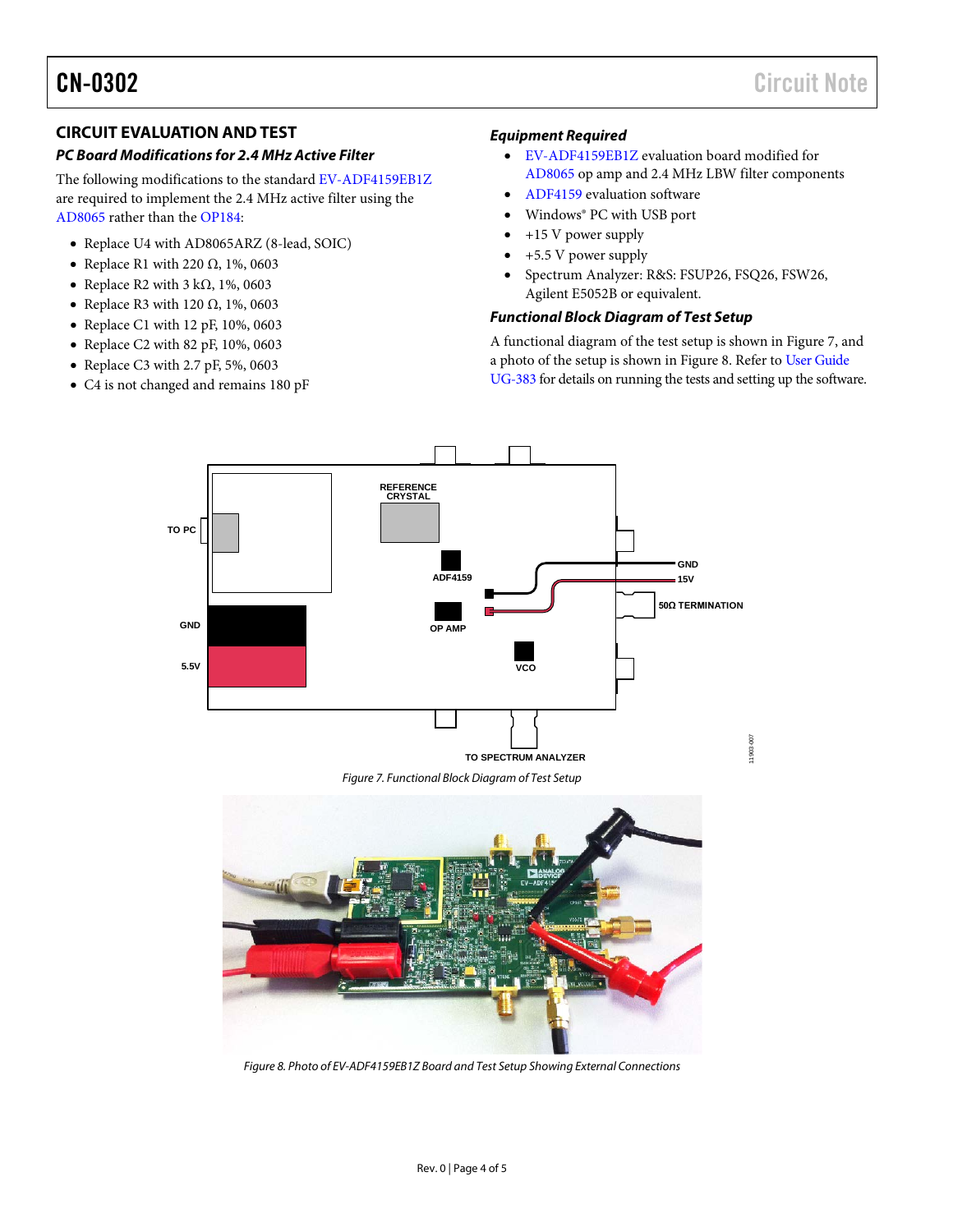## CIRCUIT EVALUATION AND TEST

### PC Board Modifications for 2.4 MHz Active Filter

The following modifications to the standard EV-ADF4159EB1Z are required to implement the 2.4 MHz active filter using the AD8065 rather than the OP184:

- Replace U4 with AD8065ARZ (8-lead, SOIC)
- Replace R1 with 220 Ω, 1%, 0603
- Replace R2 with 3 kΩ, 1%, 0603
- Replace R3 with 120 Ω, 1%, 0603
- Replace C1 with 12 pF, 10%, 0603
- Replace C2 with 82 pF, 10%, 0603
- Replace C3 with 2.7 pF, 5%, 0603
- C4 is not changed and remains 180 pF

### Equipment Required

- EV-ADF4159EB1Z evaluation board modified for AD8065 op amp and 2.4 MHz LBW filter components
- ADF4159 evaluation software
- Windows® PC with USB port
- +15 V power supply
- +5.5 V power supply
- Spectrum Analyzer: R&S: FSUP26, FSQ26, FSW26, Agilent E5052B or equivalent.

### Functional Block Diagram of Test Setup

A functional diagram of the test setup is shown in Figure 7, and a photo of the setup is shown in Figure 8. Refer to User Guide UG-383 for details on running the tests and setting up the software.

Figure 7. Functional Block Diagram of Test Setup

Figure 8. Photo of EV-ADF4159EB1Z Board and Test Setup Showing External Connections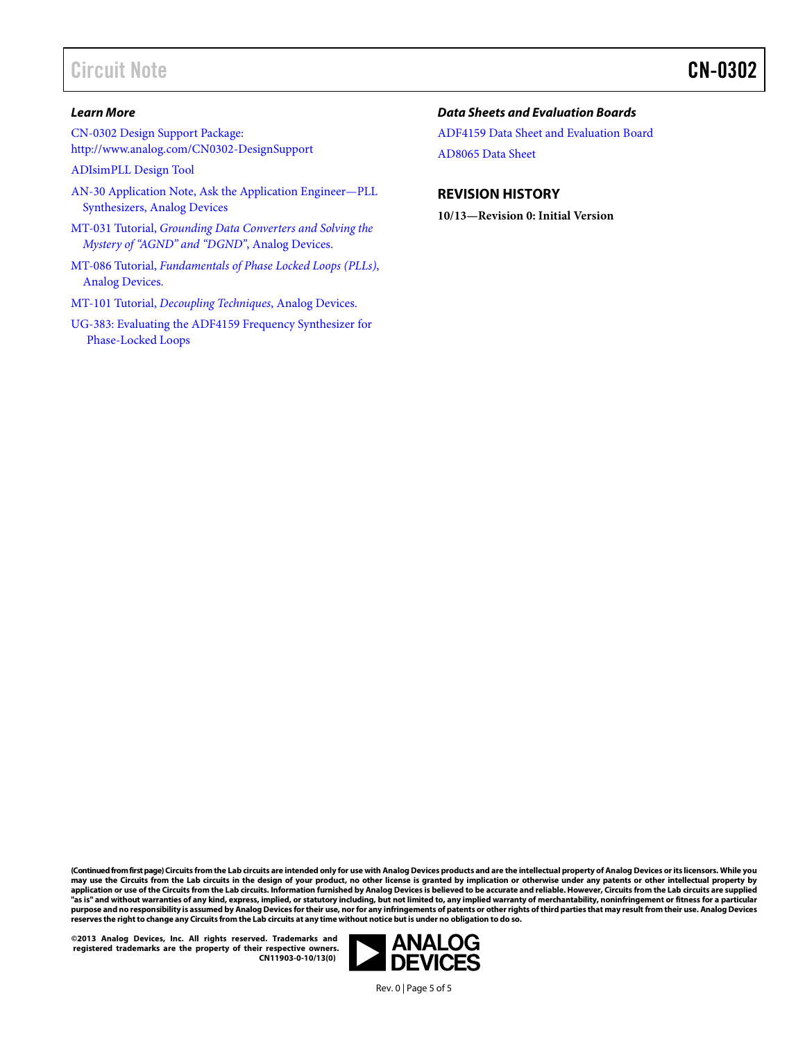### *Learn More*

CN-0302 Design Support Package: http://www.analog.com/CN0302-DesignSupport

ADIsimPLL Design Tool

AN-30 Application Note, Ask the Application Engineer—PLL Synthesizers, Analog Devices

MT-031 Tutorial, *Grounding Data Converters and Solving the Mystery of "AGND" and "DGND"*, Analog Devices.

MT-086 Tutorial, *Fundamentals of Phase Locked Loops (PLLs)*, Analog Devices.

MT-101 Tutorial, *Decoupling Techniques*, Analog Devices.

UG-383: Evaluating the ADF4159 Frequency Synthesizer for Phase-Locked Loops

### *Data Sheets and Evaluation Boards*

ADF4159 Data Sheet and Evaluation Board

AD8065 Data Sheet

## REVISION HISTORY

**10/13—Revision 0: Initial Version**

**(Continued from first page) Circuits from the Lab circuits are intended only for use with Analog Devices products and are the intellectual property of Analog Devices or its licensors. While you may use the Circuits from the Lab circuits in the design of your product, no other license is granted by implication or otherwise under any patents or other intellectual property by application or use of the Circuits from the Lab circuits. Information furnished by Analog Devices is believed to be accurate and reliable. However, Circuits from the Lab circuits are supplied "as is" and without warranties of any kind, express, implied, or statutory including, but not limited to, any implied warranty of merchantability, noninfringement or fitness for a particular purpose and no responsibility is assumed by Analog Devices for their use, nor for any infringements of patents or other rights of third parties that may result from their use. Analog Devices reserves the right to change any Circuits from the Lab circuits at any time without notice but is under no obligation to do so.**

**©2013 Analog Devices, Inc. All rights reserved. Trademarks and registered trademarks are the property of their respective owners. CN11903-0-10/13(0)**